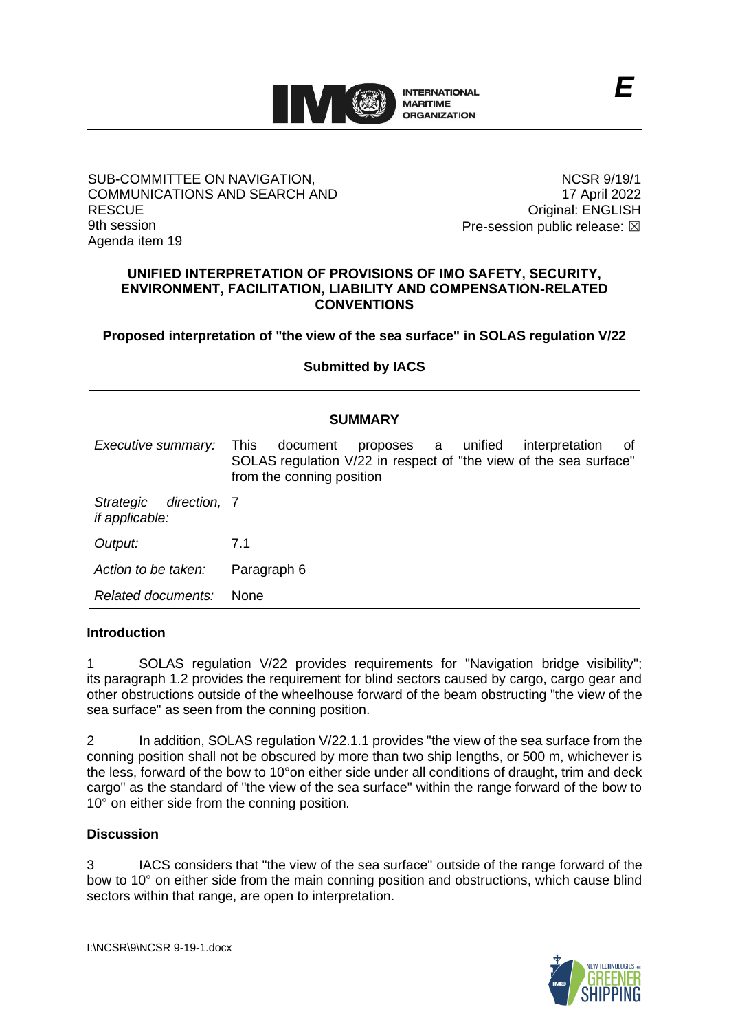E

SUB-COMMITTEE ON NAVIGATION, COMMUNICATIONS AND SEARCH AND RESCUE
9th session
Agenda item 19

NCSR 9/19/1
17 April 2022
Original: ENGLISH
Pre-session public release: ☒

## UNIFIED INTERPRETATION OF PROVISIONS OF IMO SAFETY, SECURITY, ENVIRONMENT, FACILITATION, LIABILITY AND COMPENSATION-RELATED CONVENTIONS

### Proposed interpretation of "the view of the sea surface" in SOLAS regulation V/22

**Submitted by IACS**

| SUMMARY | |
|---|---|
| *Executive summary:* | This document proposes a unified interpretation of SOLAS regulation V/22 in respect of "the view of the sea surface" from the conning position |
| *Strategic direction, if applicable:* | 7 |
| *Output:* | 7.1 |
| *Action to be taken:* | Paragraph 6 |
| *Related documents:* | None |

**Introduction**

1 SOLAS regulation V/22 provides requirements for "Navigation bridge visibility"; its paragraph 1.2 provides the requirement for blind sectors caused by cargo, cargo gear and other obstructions outside of the wheelhouse forward of the beam obstructing "the view of the sea surface" as seen from the conning position.

2 In addition, SOLAS regulation V/22.1.1 provides "the view of the sea surface from the conning position shall not be obscured by more than two ship lengths, or 500 m, whichever is the less, forward of the bow to 10°on either side under all conditions of draught, trim and deck cargo" as the standard of "the view of the sea surface" within the range forward of the bow to 10° on either side from the conning position.

**Discussion**

3 IACS considers that "the view of the sea surface" outside of the range forward of the bow to 10° on either side from the main conning position and obstructions, which cause blind sectors within that range, are open to interpretation.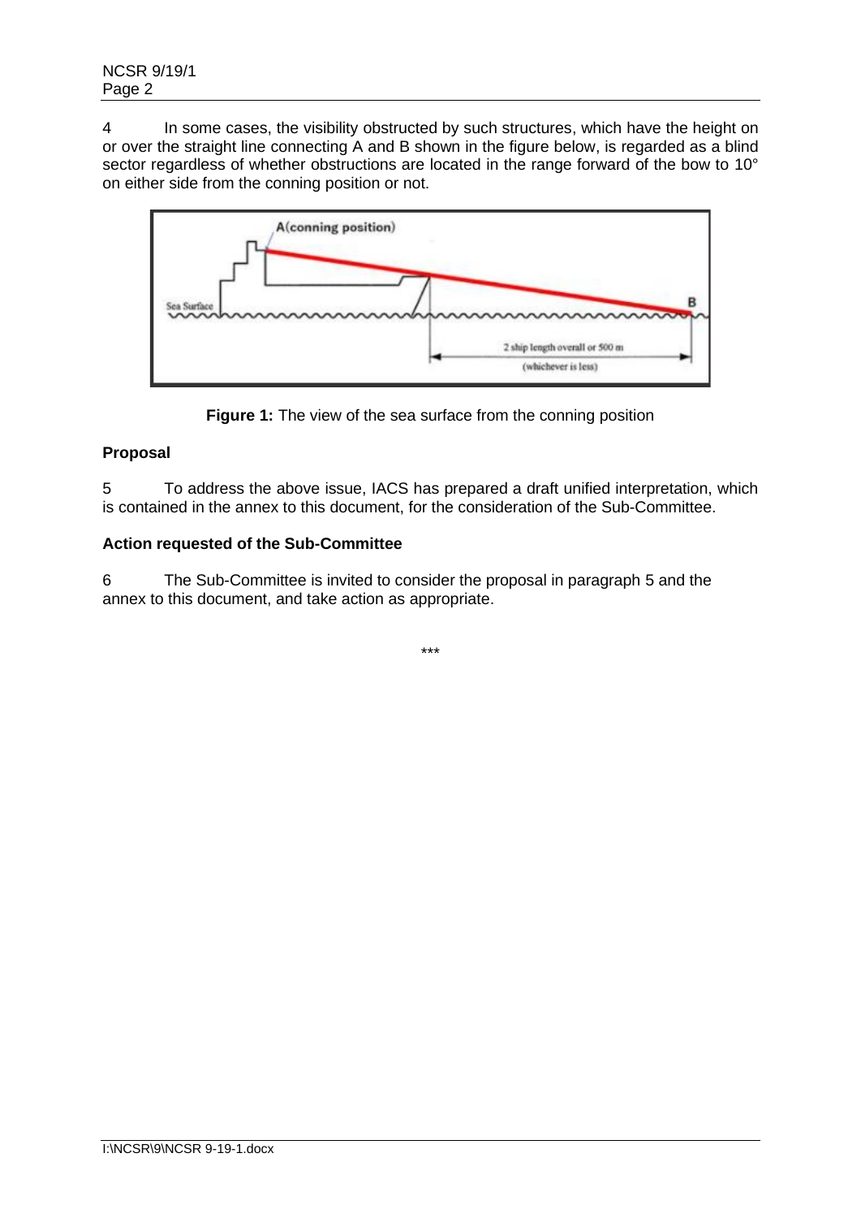4 In some cases, the visibility obstructed by such structures, which have the height on or over the straight line connecting A and B shown in the figure below, is regarded as a blind sector regardless of whether obstructions are located in the range forward of the bow to 10° on either side from the conning position or not.

**Figure 1:** The view of the sea surface from the conning position

## Proposal

5 To address the above issue, IACS has prepared a draft unified interpretation, which is contained in the annex to this document, for the consideration of the Sub-Committee.

## Action requested of the Sub-Committee

6 The Sub-Committee is invited to consider the proposal in paragraph 5 and the annex to this document, and take action as appropriate.

***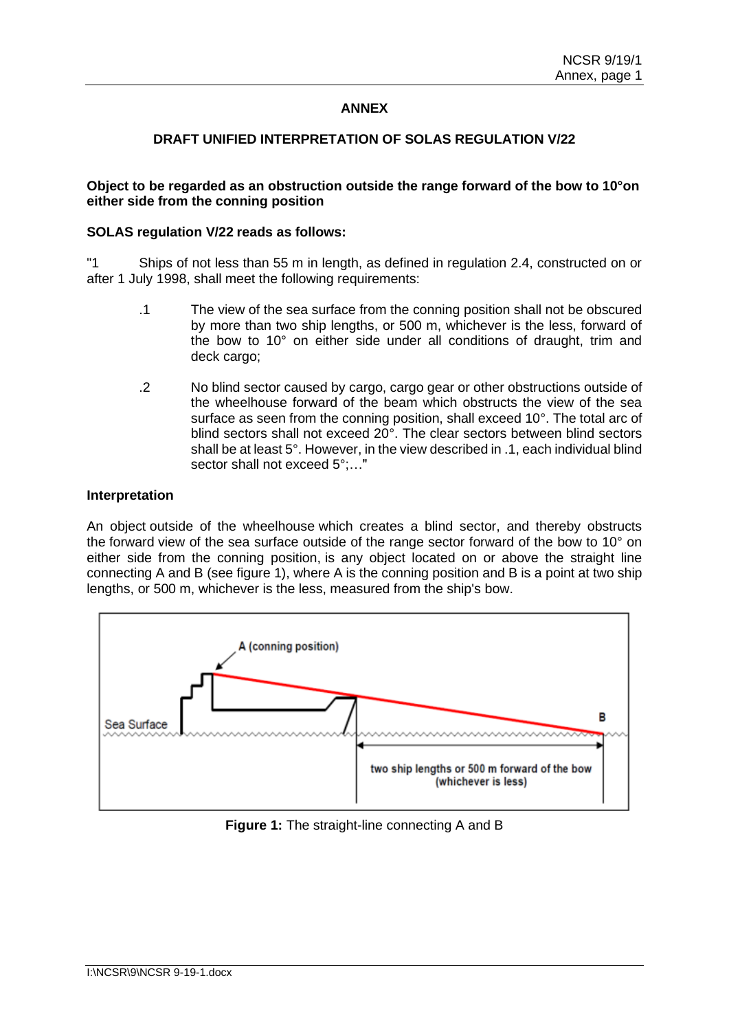# ANNEX

## DRAFT UNIFIED INTERPRETATION OF SOLAS REGULATION V/22

**Object to be regarded as an obstruction outside the range forward of the bow to 10°on either side from the conning position**

**SOLAS regulation V/22 reads as follows:**

"1 Ships of not less than 55 m in length, as defined in regulation 2.4, constructed on or after 1 July 1998, shall meet the following requirements:

.1 The view of the sea surface from the conning position shall not be obscured by more than two ship lengths, or 500 m, whichever is the less, forward of the bow to 10° on either side under all conditions of draught, trim and deck cargo;

.2 No blind sector caused by cargo, cargo gear or other obstructions outside of the wheelhouse forward of the beam which obstructs the view of the sea surface as seen from the conning position, shall exceed 10°. The total arc of blind sectors shall not exceed 20°. The clear sectors between blind sectors shall be at least 5°. However, in the view described in .1, each individual blind sector shall not exceed 5°;…"

**Interpretation**

An object outside of the wheelhouse which creates a blind sector, and thereby obstructs the forward view of the sea surface outside of the range sector forward of the bow to 10° on either side from the conning position, is any object located on or above the straight line connecting A and B (see figure 1), where A is the conning position and B is a point at two ship lengths, or 500 m, whichever is the less, measured from the ship's bow.

A (conning position)

Sea Surface

B

two ship lengths or 500 m forward of the bow (whichever is less)

**Figure 1:** The straight-line connecting A and B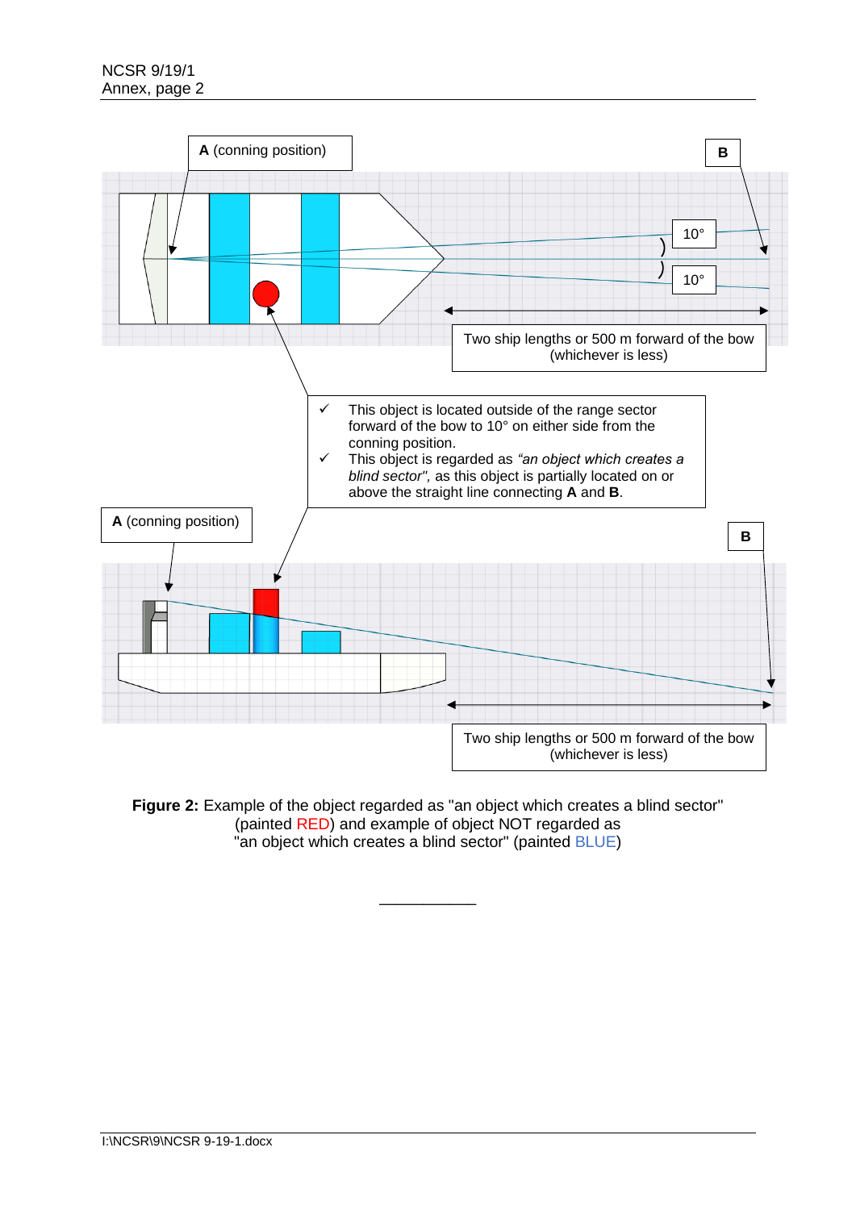A (conning position)

B

10°

10°

Two ship lengths or 500 m forward of the bow (whichever is less)

- ✓ This object is located outside of the range sector forward of the bow to 10° on either side from the conning position.
- ✓ This object is regarded as *"an object which creates a blind sector"*, as this object is partially located on or above the straight line connecting **A** and **B**.

A (conning position)

B

Two ship lengths or 500 m forward of the bow (whichever is less)

**Figure 2:** Example of the object regarded as "an object which creates a blind sector" (painted RED) and example of object NOT regarded as "an object which creates a blind sector" (painted BLUE)

___________